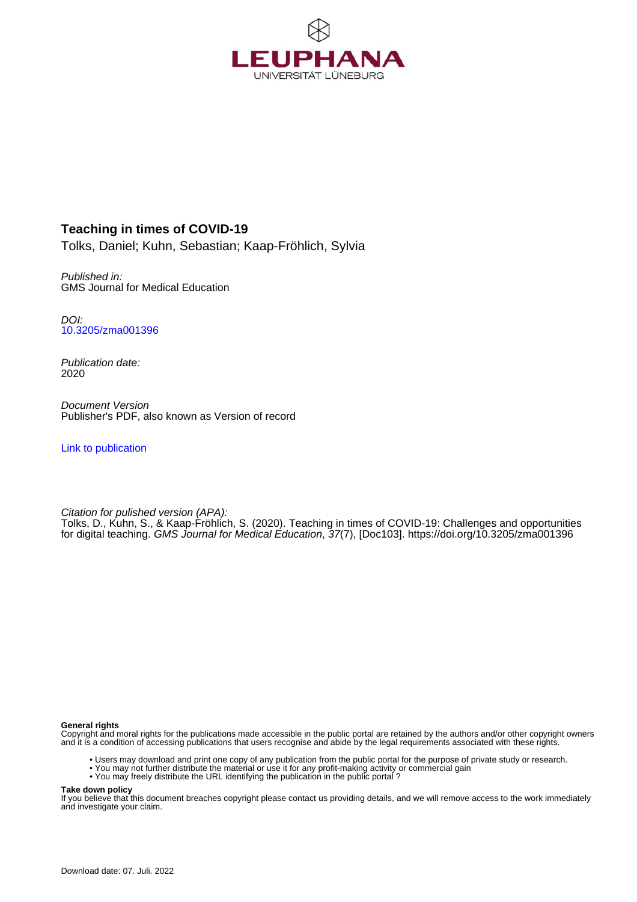LEUPHANA
UNIVERSITÄT LÜNEBURG

# Teaching in times of COVID-19

Tolks, Daniel; Kuhn, Sebastian; Kaap-Fröhlich, Sylvia

*Published in:*
GMS Journal for Medical Education

*DOI:*
10.3205/zma001396

*Publication date:*
2020

*Document Version*
Publisher's PDF, also known as Version of record

Link to publication

*Citation for pulished version (APA):*
Tolks, D., Kuhn, S., & Kaap-Fröhlich, S. (2020). Teaching in times of COVID-19: Challenges and opportunities for digital teaching. *GMS Journal for Medical Education*, *37*(7), [Doc103]. https://doi.org/10.3205/zma001396

**General rights**
Copyright and moral rights for the publications made accessible in the public portal are retained by the authors and/or other copyright owners and it is a condition of accessing publications that users recognise and abide by the legal requirements associated with these rights.

- Users may download and print one copy of any publication from the public portal for the purpose of private study or research.
- You may not further distribute the material or use it for any profit-making activity or commercial gain
- You may freely distribute the URL identifying the publication in the public portal ?

**Take down policy**
If you believe that this document breaches copyright please contact us providing details, and we will remove access to the work immediately and investigate your claim.

Download date: 07. Juli. 2022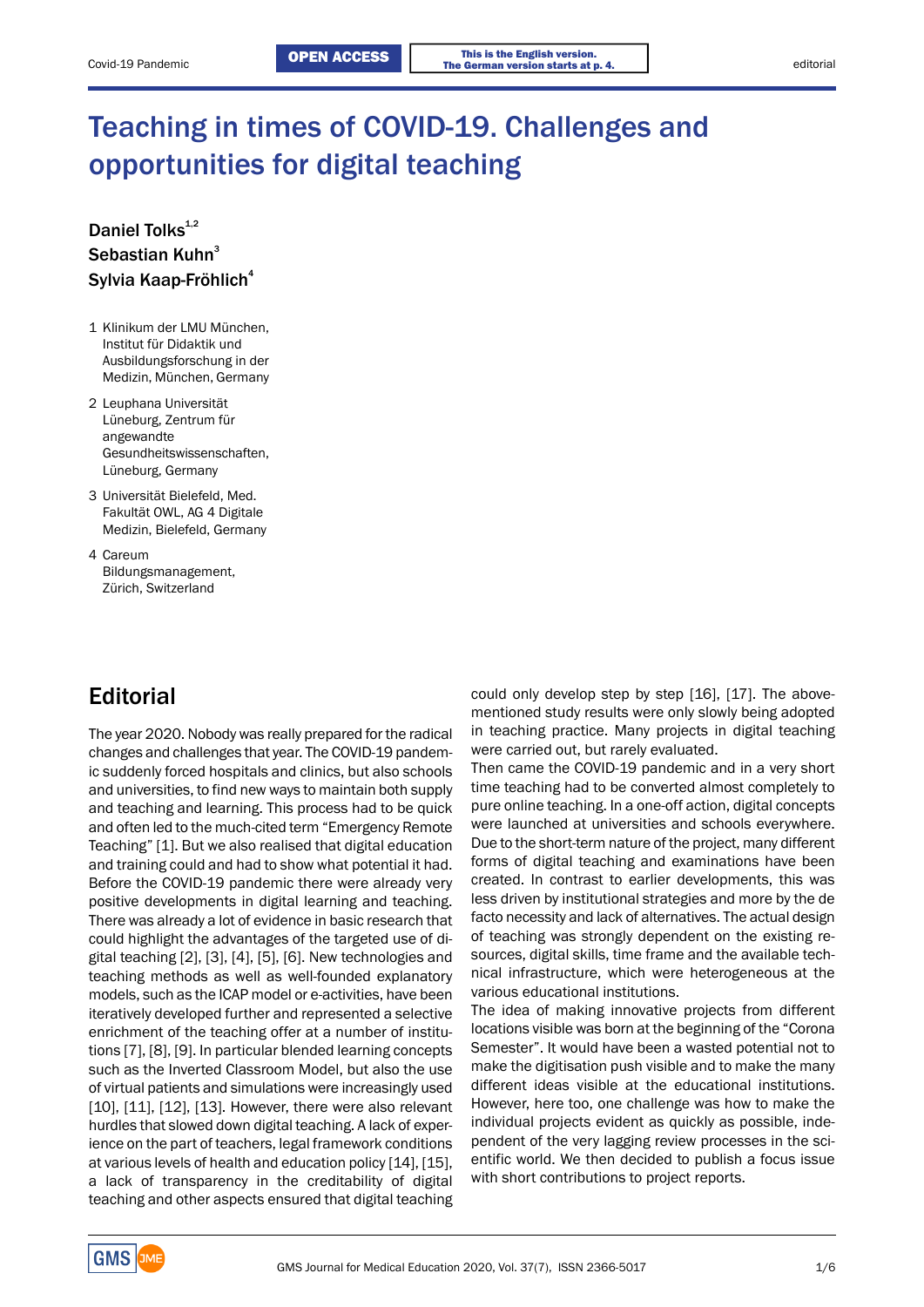# Teaching in times of COVID-19. Challenges and opportunities for digital teaching

**Daniel Tolks**[1,2]
**Sebastian Kuhn**[3]
**Sylvia Kaap-Fröhlich**[4]

1 Klinikum der LMU München, Institut für Didaktik und Ausbildungsforschung in der Medizin, München, Germany

2 Leuphana Universität Lüneburg, Zentrum für angewandte Gesundheitswissenschaften, Lüneburg, Germany

3 Universität Bielefeld, Med. Fakultät OWL, AG 4 Digitale Medizin, Bielefeld, Germany

4 Careum Bildungsmanagement, Zürich, Switzerland

## Editorial

The year 2020. Nobody was really prepared for the radical changes and challenges that year. The COVID-19 pandemic suddenly forced hospitals and clinics, but also schools and universities, to find new ways to maintain both supply and teaching and learning. This process had to be quick and often led to the much-cited term “Emergency Remote Teaching” [1]. But we also realised that digital education and training could and had to show what potential it had. Before the COVID-19 pandemic there were already very positive developments in digital learning and teaching. There was already a lot of evidence in basic research that could highlight the advantages of the targeted use of digital teaching [2], [3], [4], [5], [6]. New technologies and teaching methods as well as well-founded explanatory models, such as the ICAP model or e-activities, have been iteratively developed further and represented a selective enrichment of the teaching offer at a number of institutions [7], [8], [9]. In particular blended learning concepts such as the Inverted Classroom Model, but also the use of virtual patients and simulations were increasingly used [10], [11], [12], [13]. However, there were also relevant hurdles that slowed down digital teaching. A lack of experience on the part of teachers, legal framework conditions at various levels of health and education policy [14], [15], a lack of transparency in the creditability of digital teaching and other aspects ensured that digital teaching could only develop step by step [16], [17]. The above-mentioned study results were only slowly being adopted in teaching practice. Many projects in digital teaching were carried out, but rarely evaluated.

Then came the COVID-19 pandemic and in a very short time teaching had to be converted almost completely to pure online teaching. In a one-off action, digital concepts were launched at universities and schools everywhere. Due to the short-term nature of the project, many different forms of digital teaching and examinations have been created. In contrast to earlier developments, this was less driven by institutional strategies and more by the de facto necessity and lack of alternatives. The actual design of teaching was strongly dependent on the existing resources, digital skills, time frame and the available technical infrastructure, which were heterogeneous at the various educational institutions.

The idea of making innovative projects from different locations visible was born at the beginning of the “Corona Semester”. It would have been a wasted potential not to make the digitisation push visible and to make the many different ideas visible at the educational institutions. However, here too, one challenge was how to make the individual projects evident as quickly as possible, independent of the very lagging review processes in the scientific world. We then decided to publish a focus issue with short contributions to project reports.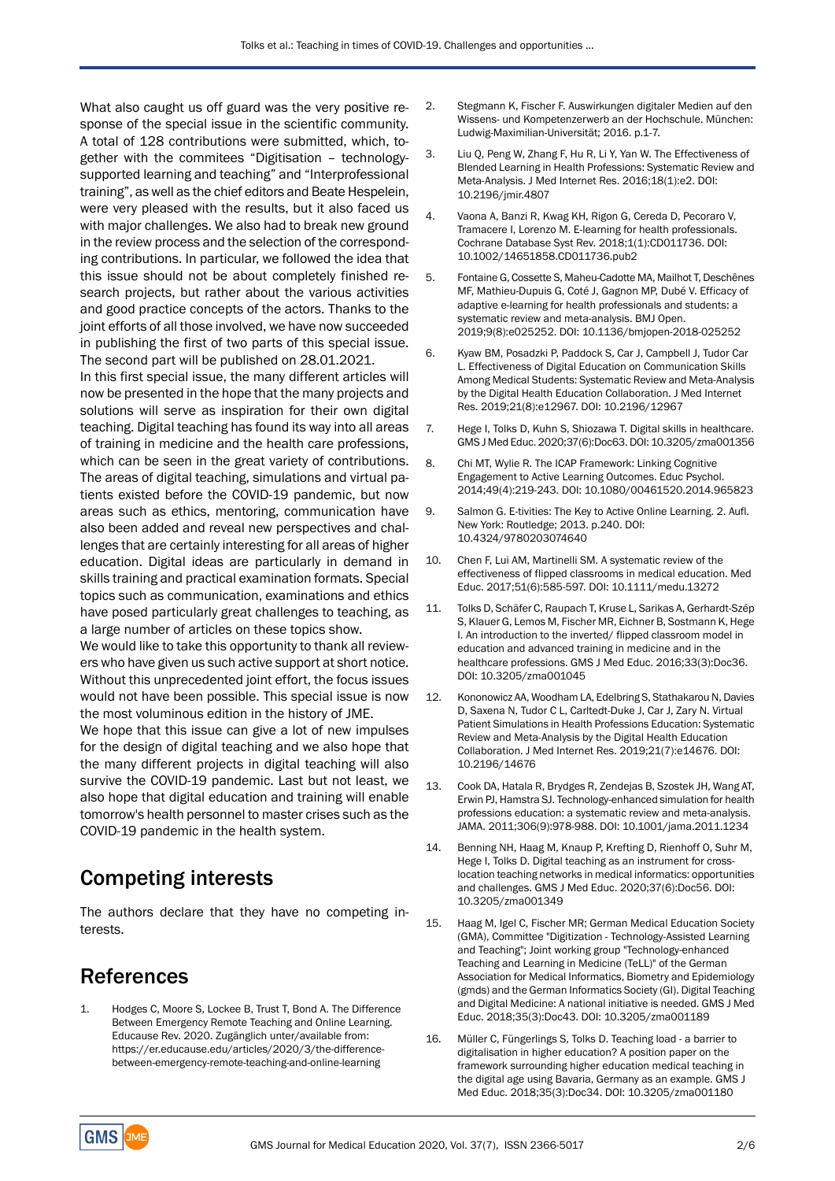What also caught us off guard was the very positive response of the special issue in the scientific community. A total of 128 contributions were submitted, which, together with the commitees "Digitisation – technology-supported learning and teaching" and "Interprofessional training", as well as the chief editors and Beate Hespelein, were very pleased with the results, but it also faced us with major challenges. We also had to break new ground in the review process and the selection of the corresponding contributions. In particular, we followed the idea that this issue should not be about completely finished research projects, but rather about the various activities and good practice concepts of the actors. Thanks to the joint efforts of all those involved, we have now succeeded in publishing the first of two parts of this special issue. The second part will be published on 28.01.2021.

In this first special issue, the many different articles will now be presented in the hope that the many projects and solutions will serve as inspiration for their own digital teaching. Digital teaching has found its way into all areas of training in medicine and the health care professions, which can be seen in the great variety of contributions. The areas of digital teaching, simulations and virtual patients existed before the COVID-19 pandemic, but now areas such as ethics, mentoring, communication have also been added and reveal new perspectives and challenges that are certainly interesting for all areas of higher education. Digital ideas are particularly in demand in skills training and practical examination formats. Special topics such as communication, examinations and ethics have posed particularly great challenges to teaching, as a large number of articles on these topics show.

We would like to take this opportunity to thank all reviewers who have given us such active support at short notice. Without this unprecedented joint effort, the focus issues would not have been possible. This special issue is now the most voluminous edition in the history of JME.

We hope that this issue can give a lot of new impulses for the design of digital teaching and we also hope that the many different projects in digital teaching will also survive the COVID-19 pandemic. Last but not least, we also hope that digital education and training will enable tomorrow's health personnel to master crises such as the COVID-19 pandemic in the health system.

## Competing interests

The authors declare that they have no competing interests.

## References

1. Hodges C, Moore S, Lockee B, Trust T, Bond A. The Difference Between Emergency Remote Teaching and Online Learning. Educause Rev. 2020. Zugänglich unter/available from: https://er.educause.edu/articles/2020/3/the-difference-between-emergency-remote-teaching-and-online-learning
2. Stegmann K, Fischer F. Auswirkungen digitaler Medien auf den Wissens- und Kompetenzerwerb an der Hochschule. München: Ludwig-Maximilian-Universität; 2016. p.1-7.
3. Liu Q, Peng W, Zhang F, Hu R, Li Y, Yan W. The Effectiveness of Blended Learning in Health Professions: Systematic Review and Meta-Analysis. J Med Internet Res. 2016;18(1):e2. DOI: 10.2196/jmir.4807
4. Vaona A, Banzi R, Kwag KH, Rigon G, Cereda D, Pecoraro V, Tramacere I, Lorenzo M. E-learning for health professionals. Cochrane Database Syst Rev. 2018;1(1):CD011736. DOI: 10.1002/14651858.CD011736.pub2
5. Fontaine G, Cossette S, Maheu-Cadotte MA, Mailhot T, Deschênes MF, Mathieu-Dupuis G, Coté J, Gagnon MP, Dubé V. Efficacy of adaptive e-learning for health professionals and students: a systematic review and meta-analysis. BMJ Open. 2019;9(8):e025252. DOI: 10.1136/bmjopen-2018-025252
6. Kyaw BM, Posadzki P, Paddock S, Car J, Campbell J, Tudor Car L. Effectiveness of Digital Education on Communication Skills Among Medical Students: Systematic Review and Meta-Analysis by the Digital Health Education Collaboration. J Med Internet Res. 2019;21(8):e12967. DOI: 10.2196/12967
7. Hege I, Tolks D, Kuhn S, Shiozawa T. Digital skills in healthcare. GMS J Med Educ. 2020;37(6):Doc63. DOI: 10.3205/zma001356
8. Chi MT, Wylie R. The ICAP Framework: Linking Cognitive Engagement to Active Learning Outcomes. Educ Psychol. 2014;49(4):219-243. DOI: 10.1080/00461520.2014.965823
9. Salmon G. E-tivities: The Key to Active Online Learning. 2. Aufl. New York: Routledge; 2013. p.240. DOI: 10.4324/9780203074640
10. Chen F, Lui AM, Martinelli SM. A systematic review of the effectiveness of flipped classrooms in medical education. Med Educ. 2017;51(6):585-597. DOI: 10.1111/medu.13272
11. Tolks D, Schäfer C, Raupach T, Kruse L, Sarikas A, Gerhardt-Szép S, Klauer G, Lemos M, Fischer MR, Eichner B, Sostmann K, Hege I. An introduction to the inverted/ flipped classroom model in education and advanced training in medicine and in the healthcare professions. GMS J Med Educ. 2016;33(3):Doc36. DOI: 10.3205/zma001045
12. Kononowicz AA, Woodham LA, Edelbring S, Stathakarou N, Davies D, Saxena N, Tudor C L, Carltedt-Duke J, Car J, Zary N. Virtual Patient Simulations in Health Professions Education: Systematic Review and Meta-Analysis by the Digital Health Education Collaboration. J Med Internet Res. 2019;21(7):e14676. DOI: 10.2196/14676
13. Cook DA, Hatala R, Brydges R, Zendejas B, Szostek JH, Wang AT, Erwin PJ, Hamstra SJ. Technology-enhanced simulation for health professions education: a systematic review and meta-analysis. JAMA. 2011;306(9):978-988. DOI: 10.1001/jama.2011.1234
14. Benning NH, Haag M, Knaup P, Krefting D, Rienhoff O, Suhr M, Hege I, Tolks D. Digital teaching as an instrument for cross-location teaching networks in medical informatics: opportunities and challenges. GMS J Med Educ. 2020;37(6):Doc56. DOI: 10.3205/zma001349
15. Haag M, Igel C, Fischer MR; German Medical Education Society (GMA), Committee "Digitization - Technology-Assisted Learning and Teaching"; Joint working group "Technology-enhanced Teaching and Learning in Medicine (TeLL)" of the German Association for Medical Informatics, Biometry and Epidemiology (gmds) and the German Informatics Society (GI). Digital Teaching and Digital Medicine: A national initiative is needed. GMS J Med Educ. 2018;35(3):Doc43. DOI: 10.3205/zma001189
16. Müller C, Füngerlings S, Tolks D. Teaching load - a barrier to digitalisation in higher education? A position paper on the framework surrounding higher education medical teaching in the digital age using Bavaria, Germany as an example. GMS J Med Educ. 2018;35(3):Doc34. DOI: 10.3205/zma001180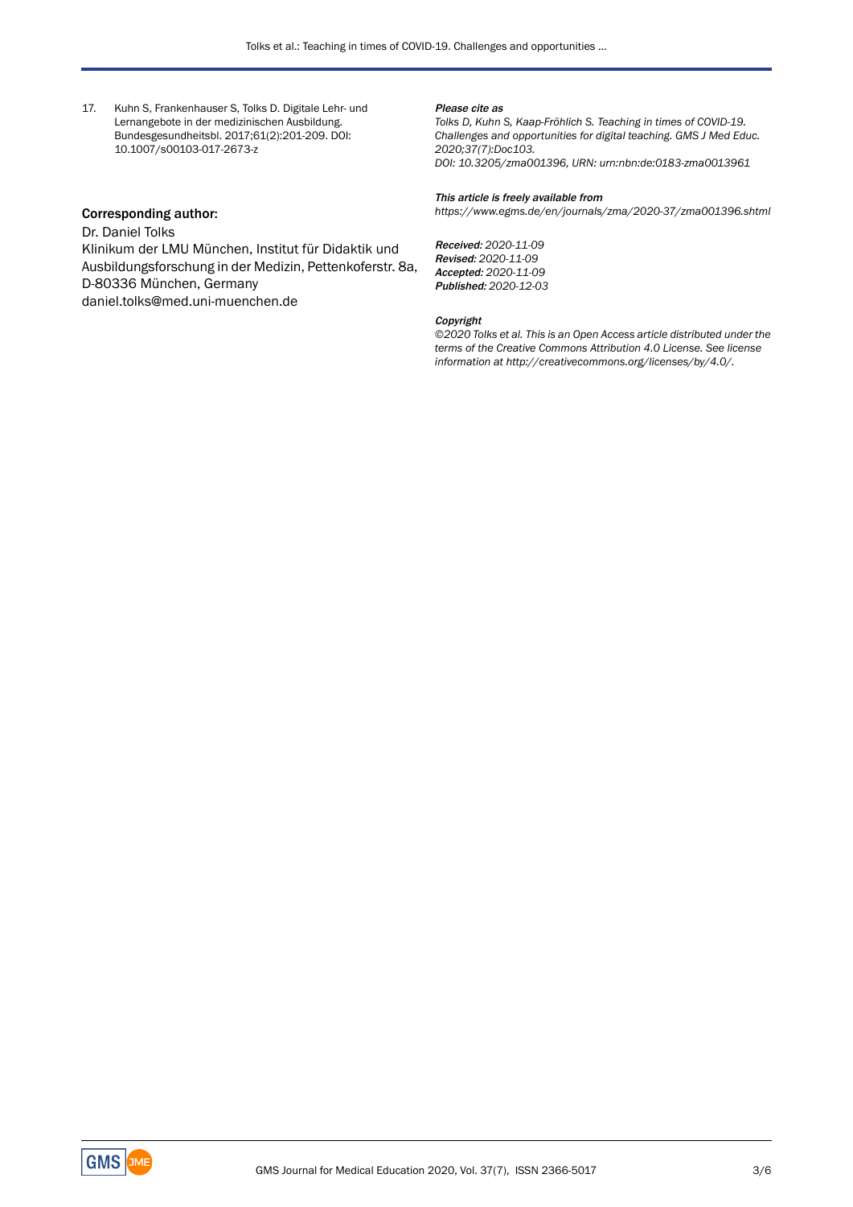17. Kuhn S, Frankenhauser S, Tolks D. Digitale Lehr- und Lernangebote in der medizinischen Ausbildung. Bundesgesundheitsbl. 2017;61(2):201-209. DOI: 10.1007/s00103-017-2673-z

**Corresponding author:**

Dr. Daniel Tolks
Klinikum der LMU München, Institut für Didaktik und Ausbildungsforschung in der Medizin, Pettenkoferstr. 8a, D-80336 München, Germany
daniel.tolks@med.uni-muenchen.de

***Please cite as***
*Tolks D, Kuhn S, Kaap-Fröhlich S. Teaching in times of COVID-19. Challenges and opportunities for digital teaching. GMS J Med Educ. 2020;37(7):Doc103.*
*DOI: 10.3205/zma001396, URN: urn:nbn:de:0183-zma0013961*

***This article is freely available from***
*https://www.egms.de/en/journals/zma/2020-37/zma001396.shtml*

***Received:*** *2020-11-09*
***Revised:*** *2020-11-09*
***Accepted:*** *2020-11-09*
***Published:*** *2020-12-03*

***Copyright***
*©2020 Tolks et al. This is an Open Access article distributed under the terms of the Creative Commons Attribution 4.0 License. See license information at http://creativecommons.org/licenses/by/4.0/.*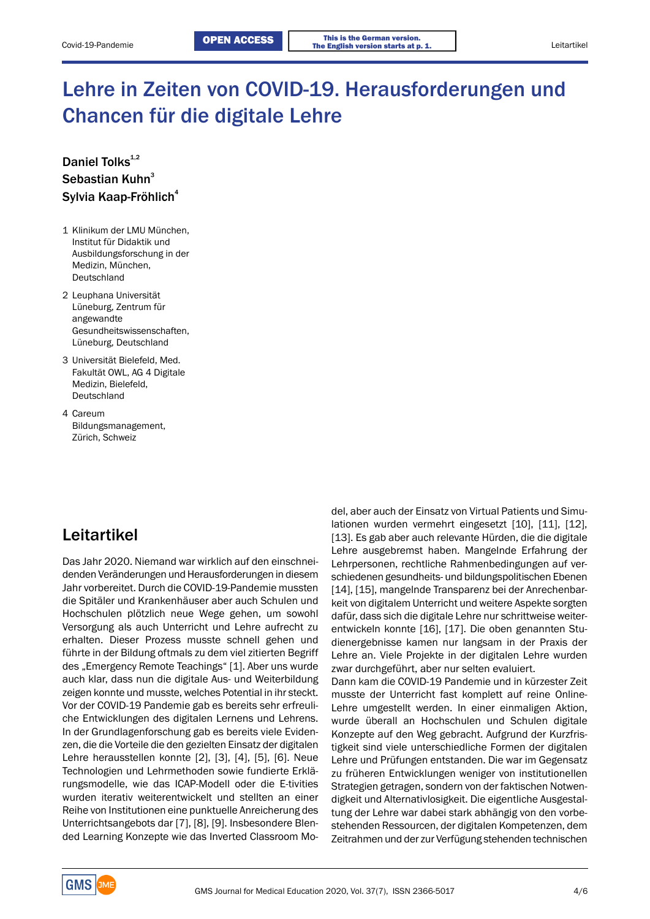# Lehre in Zeiten von COVID-19. Herausforderungen und Chancen für die digitale Lehre

**Daniel Tolks**[1,2]
**Sebastian Kuhn**[3]
**Sylvia Kaap-Fröhlich**[4]

1 Klinikum der LMU München, Institut für Didaktik und Ausbildungsforschung in der Medizin, München, Deutschland

2 Leuphana Universität Lüneburg, Zentrum für angewandte Gesundheitswissenschaften, Lüneburg, Deutschland

3 Universität Bielefeld, Med. Fakultät OWL, AG 4 Digitale Medizin, Bielefeld, Deutschland

4 Careum Bildungsmanagement, Zürich, Schweiz

## Leitartikel

Das Jahr 2020. Niemand war wirklich auf den einschneidenden Veränderungen und Herausforderungen in diesem Jahr vorbereitet. Durch die COVID-19-Pandemie mussten die Spitäler und Krankenhäuser aber auch Schulen und Hochschulen plötzlich neue Wege gehen, um sowohl Versorgung als auch Unterricht und Lehre aufrecht zu erhalten. Dieser Prozess musste schnell gehen und führte in der Bildung oftmals zu dem viel zitierten Begriff des „Emergency Remote Teachings" [1]. Aber uns wurde auch klar, dass nun die digitale Aus- und Weiterbildung zeigen konnte und musste, welches Potential in ihr steckt. Vor der COVID-19 Pandemie gab es bereits sehr erfreuliche Entwicklungen des digitalen Lernens und Lehrens. In der Grundlagenforschung gab es bereits viele Evidenzen, die die Vorteile die den gezielten Einsatz der digitalen Lehre herausstellen konnte [2], [3], [4], [5], [6]. Neue Technologien und Lehrmethoden sowie fundierte Erklärungsmodelle, wie das ICAP-Modell oder die E-tivities wurden iterativ weiterentwickelt und stellten an einer Reihe von Institutionen eine punktuelle Anreicherung des Unterrichtsangebots dar [7], [8], [9]. Insbesondere Blended Learning Konzepte wie das Inverted Classroom Modell, aber auch der Einsatz von Virtual Patients und Simulationen wurden vermehrt eingesetzt [10], [11], [12], [13]. Es gab aber auch relevante Hürden, die die digitale Lehre ausgebremst haben. Mangelnde Erfahrung der Lehrpersonen, rechtliche Rahmenbedingungen auf verschiedenen gesundheits- und bildungspolitischen Ebenen [14], [15], mangelnde Transparenz bei der Anrechenbarkeit von digitalem Unterricht und weitere Aspekte sorgten dafür, dass sich die digitale Lehre nur schrittweise weiterentwickeln konnte [16], [17]. Die oben genannten Studienergebnisse kamen nur langsam in der Praxis der Lehre an. Viele Projekte in der digitalen Lehre wurden zwar durchgeführt, aber nur selten evaluiert.

Dann kam die COVID-19 Pandemie und in kürzester Zeit musste der Unterricht fast komplett auf reine Online-Lehre umgestellt werden. In einer einmaligen Aktion, wurde überall an Hochschulen und Schulen digitale Konzepte auf den Weg gebracht. Aufgrund der Kurzfristigkeit sind viele unterschiedliche Formen der digitalen Lehre und Prüfungen entstanden. Die war im Gegensatz zu früheren Entwicklungen weniger von institutionellen Strategien getragen, sondern von der faktischen Notwendigkeit und Alternativlosigkeit. Die eigentliche Ausgestaltung der Lehre war dabei stark abhängig von den vorbestehenden Ressourcen, der digitalen Kompetenzen, dem Zeitrahmen und der zur Verfügung stehenden technischen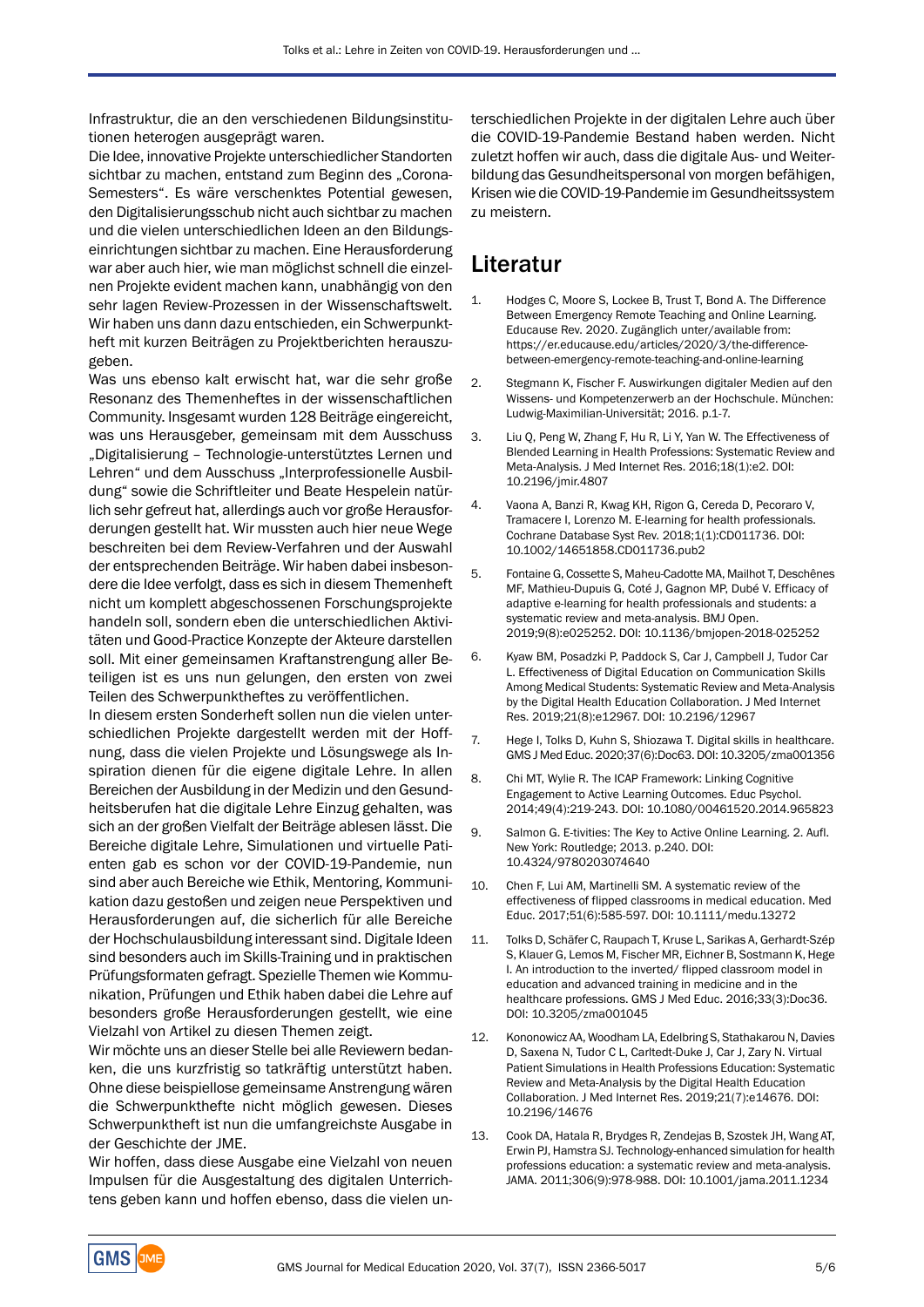Infrastruktur, die an den verschiedenen Bildungsinstitutionen heterogen ausgeprägt waren.

Die Idee, innovative Projekte unterschiedlicher Standorten sichtbar zu machen, entstand zum Beginn des „Corona-Semesters". Es wäre verschenktes Potential gewesen, den Digitalisierungsschub nicht auch sichtbar zu machen und die vielen unterschiedlichen Ideen an den Bildungseinrichtungen sichtbar zu machen. Eine Herausforderung war aber auch hier, wie man möglichst schnell die einzelnen Projekte evident machen kann, unabhängig von den sehr lagen Review-Prozessen in der Wissenschaftswelt. Wir haben uns dann dazu entschieden, ein Schwerpunktheft mit kurzen Beiträgen zu Projektberichten herauszugeben.

Was uns ebenso kalt erwischt hat, war die sehr große Resonanz des Themenheftes in der wissenschaftlichen Community. Insgesamt wurden 128 Beiträge eingereicht, was uns Herausgeber, gemeinsam mit dem Ausschuss „Digitalisierung – Technologie-unterstütztes Lernen und Lehren" und dem Ausschuss „Interprofessionelle Ausbildung" sowie die Schriftleiter und Beate Hespelein natürlich sehr gefreut hat, allerdings auch vor große Herausforderungen gestellt hat. Wir mussten auch hier neue Wege beschreiten bei dem Review-Verfahren und der Auswahl der entsprechenden Beiträge. Wir haben dabei insbesondere die Idee verfolgt, dass es sich in diesem Themenheft nicht um komplett abgeschlossenen Forschungsprojekte handeln soll, sondern eben die unterschiedlichen Aktivitäten und Good-Practice Konzepte der Akteure darstellen soll. Mit einer gemeinsamen Kraftanstrengung aller Beteiligen ist es uns nun gelungen, den ersten von zwei Teilen des Schwerpunktheftes zu veröffentlichen.

In diesem ersten Sonderheft sollen nun die vielen unterschiedlichen Projekte dargestellt werden mit der Hoffnung, dass die vielen Projekte und Lösungswege als Inspiration dienen für die eigene digitale Lehre. In allen Bereichen der Ausbildung in der Medizin und den Gesundheitsberufen hat die digitale Lehre Einzug gehalten, was sich an der großen Vielfalt der Beiträge ablesen lässt. Die Bereiche digitale Lehre, Simulationen und virtuelle Patienten gab es schon vor der COVID-19-Pandemie, nun sind aber auch Bereiche wie Ethik, Mentoring, Kommunikation dazu gestoßen und zeigen neue Perspektiven und Herausforderungen auf, die sicherlich für alle Bereiche der Hochschulausbildung interessant sind. Digitale Ideen sind besonders auch im Skills-Training und in praktischen Prüfungsformaten gefragt. Spezielle Themen wie Kommunikation, Prüfungen und Ethik haben dabei die Lehre auf besonders große Herausforderungen gestellt, wie eine Vielzahl von Artikel zu diesen Themen zeigt.

Wir möchte uns an dieser Stelle bei alle Reviewern bedanken, die uns kurzfristig so tatkräftig unterstützt haben. Ohne diese beispiellose gemeinsame Anstrengung wären die Schwerpunkthefte nicht möglich gewesen. Dieses Schwerpunktheft ist nun die umfangreichste Ausgabe in der Geschichte der JME.

Wir hoffen, dass diese Ausgabe eine Vielzahl von neuen Impulsen für die Ausgestaltung des digitalen Unterrichtens geben kann und hoffen ebenso, dass die vielen unterschiedlichen Projekte in der digitalen Lehre auch über die COVID-19-Pandemie Bestand haben werden. Nicht zuletzt hoffen wir auch, dass die digitale Aus- und Weiterbildung das Gesundheitspersonal von morgen befähigen, Krisen wie die COVID-19-Pandemie im Gesundheitssystem zu meistern.

## Literatur

1. Hodges C, Moore S, Lockee B, Trust T, Bond A. The Difference Between Emergency Remote Teaching and Online Learning. Educause Rev. 2020. Zugänglich unter/available from: https://er.educause.edu/articles/2020/3/the-difference-between-emergency-remote-teaching-and-online-learning
2. Stegmann K, Fischer F. Auswirkungen digitaler Medien auf den Wissens- und Kompetenzerwerb an der Hochschule. München: Ludwig-Maximilian-Universität; 2016. p.1-7.
3. Liu Q, Peng W, Zhang F, Hu R, Li Y, Yan W. The Effectiveness of Blended Learning in Health Professions: Systematic Review and Meta-Analysis. J Med Internet Res. 2016;18(1):e2. DOI: 10.2196/jmir.4807
4. Vaona A, Banzi R, Kwag KH, Rigon G, Cereda D, Pecoraro V, Tramacere I, Lorenzo M. E-learning for health professionals. Cochrane Database Syst Rev. 2018;1(1):CD011736. DOI: 10.1002/14651858.CD011736.pub2
5. Fontaine G, Cossette S, Maheu-Cadotte MA, Mailhot T, Deschênes MF, Mathieu-Dupuis G, Coté J, Gagnon MP, Dubé V. Efficacy of adaptive e-learning for health professionals and students: a systematic review and meta-analysis. BMJ Open. 2019;9(8):e025252. DOI: 10.1136/bmjopen-2018-025252
6. Kyaw BM, Posadzki P, Paddock S, Car J, Campbell J, Tudor Car L. Effectiveness of Digital Education on Communication Skills Among Medical Students: Systematic Review and Meta-Analysis by the Digital Health Education Collaboration. J Med Internet Res. 2019;21(8):e12967. DOI: 10.2196/12967
7. Hege I, Tolks D, Kuhn S, Shiozawa T. Digital skills in healthcare. GMS J Med Educ. 2020;37(6):Doc63. DOI: 10.3205/zma001356
8. Chi MT, Wylie R. The ICAP Framework: Linking Cognitive Engagement to Active Learning Outcomes. Educ Psychol. 2014;49(4):219-243. DOI: 10.1080/00461520.2014.965823
9. Salmon G. E-tivities: The Key to Active Online Learning. 2. Aufl. New York: Routledge; 2013. p.240. DOI: 10.4324/9780203074640
10. Chen F, Lui AM, Martinelli SM. A systematic review of the effectiveness of flipped classrooms in medical education. Med Educ. 2017;51(6):585-597. DOI: 10.1111/medu.13272
11. Tolks D, Schäfer C, Raupach T, Kruse L, Sarikas A, Gerhardt-Szép S, Klauer G, Lemos M, Fischer MR, Eichner B, Sostmann K, Hege I. An introduction to the inverted/ flipped classroom model in education and advanced training in medicine and in the healthcare professions. GMS J Med Educ. 2016;33(3):Doc36. DOI: 10.3205/zma001045
12. Kononowicz AA, Woodham LA, Edelbring S, Stathakarou N, Davies D, Saxena N, Tudor C L, Carltedt-Duke J, Car J, Zary N. Virtual Patient Simulations in Health Professions Education: Systematic Review and Meta-Analysis by the Digital Health Education Collaboration. J Med Internet Res. 2019;21(7):e14676. DOI: 10.2196/14676
13. Cook DA, Hatala R, Brydges R, Zendejas B, Szostek JH, Wang AT, Erwin PJ, Hamstra SJ. Technology-enhanced simulation for health professions education: a systematic review and meta-analysis. JAMA. 2011;306(9):978-988. DOI: 10.1001/jama.2011.1234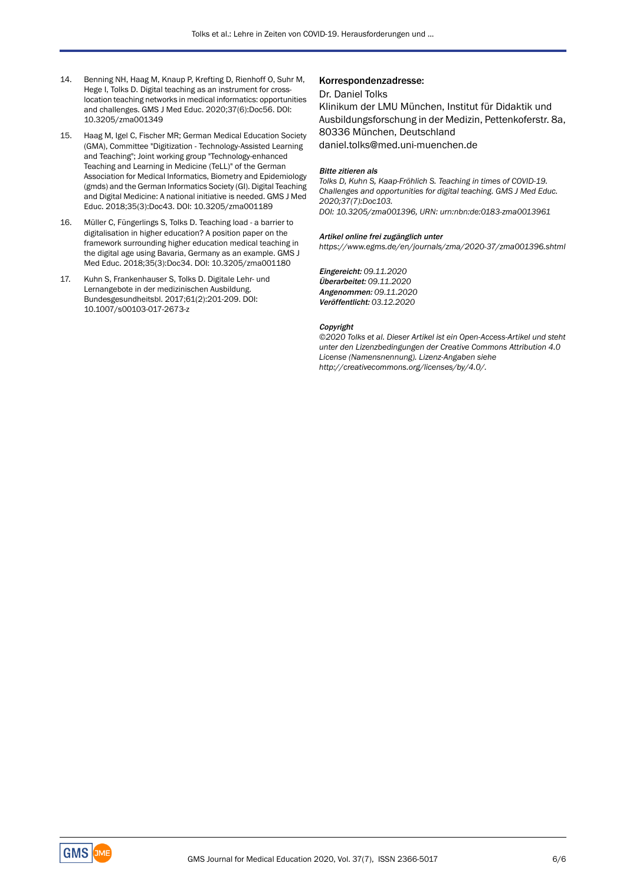14. Benning NH, Haag M, Knaup P, Krefting D, Rienhoff O, Suhr M, Hege I, Tolks D. Digital teaching as an instrument for cross-location teaching networks in medical informatics: opportunities and challenges. GMS J Med Educ. 2020;37(6):Doc56. DOI: 10.3205/zma001349
15. Haag M, Igel C, Fischer MR; German Medical Education Society (GMA), Committee "Digitization - Technology-Assisted Learning and Teaching"; Joint working group "Technology-enhanced Teaching and Learning in Medicine (TeLL)" of the German Association for Medical Informatics, Biometry and Epidemiology (gmds) and the German Informatics Society (GI). Digital Teaching and Digital Medicine: A national initiative is needed. GMS J Med Educ. 2018;35(3):Doc43. DOI: 10.3205/zma001189
16. Müller C, Füngerlings S, Tolks D. Teaching load - a barrier to digitalisation in higher education? A position paper on the framework surrounding higher education medical teaching in the digital age using Bavaria, Germany as an example. GMS J Med Educ. 2018;35(3):Doc34. DOI: 10.3205/zma001180
17. Kuhn S, Frankenhauser S, Tolks D. Digitale Lehr- und Lernangebote in der medizinischen Ausbildung. Bundesgesundheitsbl. 2017;61(2):201-209. DOI: 10.1007/s00103-017-2673-z

## Korrespondenzadresse:

Dr. Daniel Tolks
Klinikum der LMU München, Institut für Didaktik und Ausbildungsforschung in der Medizin, Pettenkoferstr. 8a, 80336 München, Deutschland
daniel.tolks@med.uni-muenchen.de

***Bitte zitieren als***
*Tolks D, Kuhn S, Kaap-Fröhlich S. Teaching in times of COVID-19. Challenges and opportunities for digital teaching. GMS J Med Educ. 2020;37(7):Doc103.*
*DOI: 10.3205/zma001396, URN: urn:nbn:de:0183-zma0013961*

***Artikel online frei zugänglich unter***
*https://www.egms.de/en/journals/zma/2020-37/zma001396.shtml*

***Eingereicht:*** *09.11.2020*
***Überarbeitet:*** *09.11.2020*
***Angenommen:*** *09.11.2020*
***Veröffentlicht:*** *03.12.2020*

***Copyright***
*©2020 Tolks et al. Dieser Artikel ist ein Open-Access-Artikel und steht unter den Lizenzbedingungen der Creative Commons Attribution 4.0 License (Namensnennung). Lizenz-Angaben siehe http://creativecommons.org/licenses/by/4.0/.*